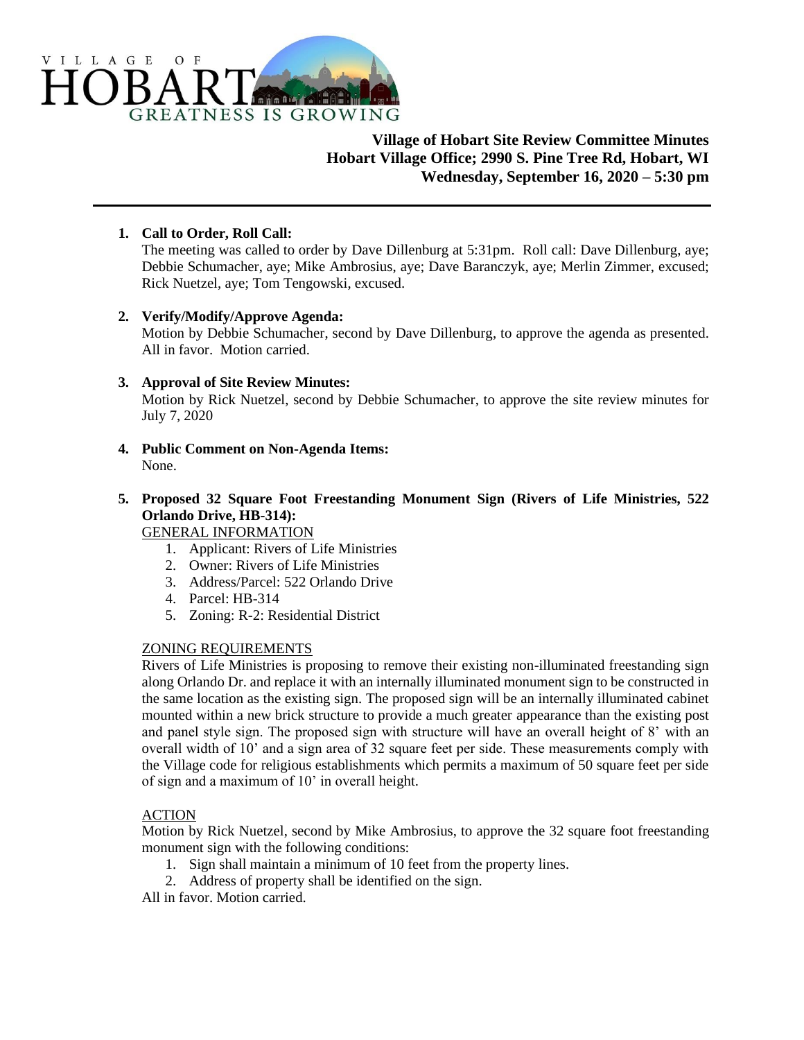VILLAGE OF HOBART

GREATNESS IS GROWING

**Village of Hobart Site Review Committee Minutes**
**Hobart Village Office; 2990 S. Pine Tree Rd, Hobart, WI**
**Wednesday, September 16, 2020 – 5:30 pm**

---

1. **Call to Order, Roll Call:**
   The meeting was called to order by Dave Dillenburg at 5:31pm. Roll call: Dave Dillenburg, aye; Debbie Schumacher, aye; Mike Ambrosius, aye; Dave Baranczyk, aye; Merlin Zimmer, excused; Rick Nuetzel, aye; Tom Tengowski, excused.

2. **Verify/Modify/Approve Agenda:**
   Motion by Debbie Schumacher, second by Dave Dillenburg, to approve the agenda as presented. All in favor. Motion carried.

3. **Approval of Site Review Minutes:**
   Motion by Rick Nuetzel, second by Debbie Schumacher, to approve the site review minutes for July 7, 2020

4. **Public Comment on Non-Agenda Items:**
   None.

5. **Proposed 32 Square Foot Freestanding Monument Sign (Rivers of Life Ministries, 522 Orlando Drive, HB-314):**

   GENERAL INFORMATION
   1. Applicant: Rivers of Life Ministries
   2. Owner: Rivers of Life Ministries
   3. Address/Parcel: 522 Orlando Drive
   4. Parcel: HB-314
   5. Zoning: R-2: Residential District

   ZONING REQUIREMENTS

   Rivers of Life Ministries is proposing to remove their existing non-illuminated freestanding sign along Orlando Dr. and replace it with an internally illuminated monument sign to be constructed in the same location as the existing sign. The proposed sign will be an internally illuminated cabinet mounted within a new brick structure to provide a much greater appearance than the existing post and panel style sign. The proposed sign with structure will have an overall height of 8' with an overall width of 10' and a sign area of 32 square feet per side. These measurements comply with the Village code for religious establishments which permits a maximum of 50 square feet per side of sign and a maximum of 10' in overall height.

   ACTION

   Motion by Rick Nuetzel, second by Mike Ambrosius, to approve the 32 square foot freestanding monument sign with the following conditions:
   1. Sign shall maintain a minimum of 10 feet from the property lines.
   2. Address of property shall be identified on the sign.

   All in favor. Motion carried.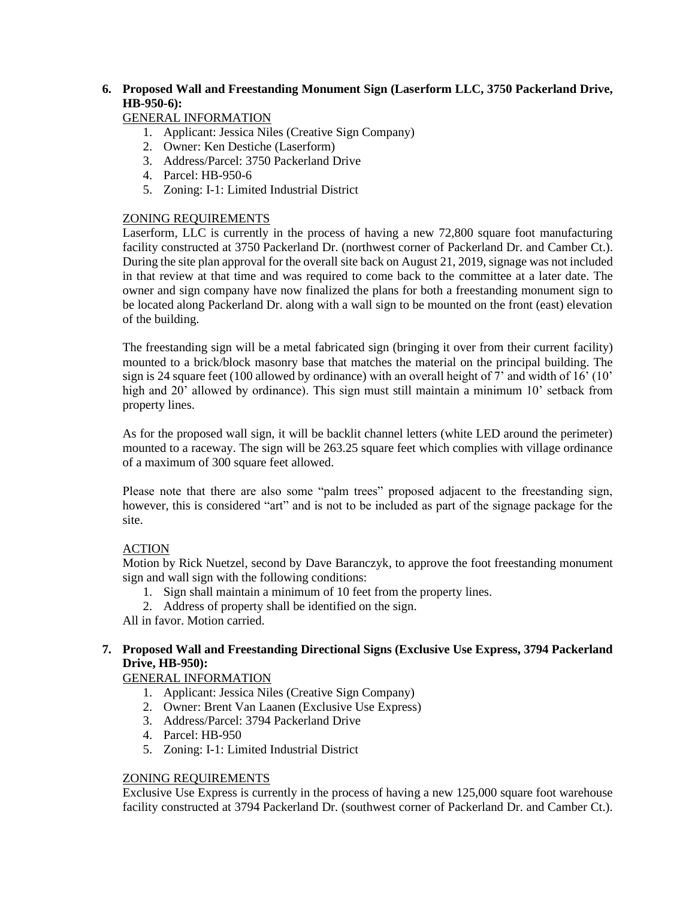**6. Proposed Wall and Freestanding Monument Sign (Laserform LLC, 3750 Packerland Drive, HB-950-6):**

GENERAL INFORMATION

1. Applicant: Jessica Niles (Creative Sign Company)
2. Owner: Ken Destiche (Laserform)
3. Address/Parcel: 3750 Packerland Drive
4. Parcel: HB-950-6
5. Zoning: I-1: Limited Industrial District

ZONING REQUIREMENTS

Laserform, LLC is currently in the process of having a new 72,800 square foot manufacturing facility constructed at 3750 Packerland Dr. (northwest corner of Packerland Dr. and Camber Ct.). During the site plan approval for the overall site back on August 21, 2019, signage was not included in that review at that time and was required to come back to the committee at a later date. The owner and sign company have now finalized the plans for both a freestanding monument sign to be located along Packerland Dr. along with a wall sign to be mounted on the front (east) elevation of the building.

The freestanding sign will be a metal fabricated sign (bringing it over from their current facility) mounted to a brick/block masonry base that matches the material on the principal building. The sign is 24 square feet (100 allowed by ordinance) with an overall height of 7' and width of 16' (10' high and 20' allowed by ordinance). This sign must still maintain a minimum 10' setback from property lines.

As for the proposed wall sign, it will be backlit channel letters (white LED around the perimeter) mounted to a raceway. The sign will be 263.25 square feet which complies with village ordinance of a maximum of 300 square feet allowed.

Please note that there are also some "palm trees" proposed adjacent to the freestanding sign, however, this is considered "art" and is not to be included as part of the signage package for the site.

ACTION

Motion by Rick Nuetzel, second by Dave Baranczyk, to approve the foot freestanding monument sign and wall sign with the following conditions:

1. Sign shall maintain a minimum of 10 feet from the property lines.
2. Address of property shall be identified on the sign.

All in favor. Motion carried.

**7. Proposed Wall and Freestanding Directional Signs (Exclusive Use Express, 3794 Packerland Drive, HB-950):**

GENERAL INFORMATION

1. Applicant: Jessica Niles (Creative Sign Company)
2. Owner: Brent Van Laanen (Exclusive Use Express)
3. Address/Parcel: 3794 Packerland Drive
4. Parcel: HB-950
5. Zoning: I-1: Limited Industrial District

ZONING REQUIREMENTS

Exclusive Use Express is currently in the process of having a new 125,000 square foot warehouse facility constructed at 3794 Packerland Dr. (southwest corner of Packerland Dr. and Camber Ct.).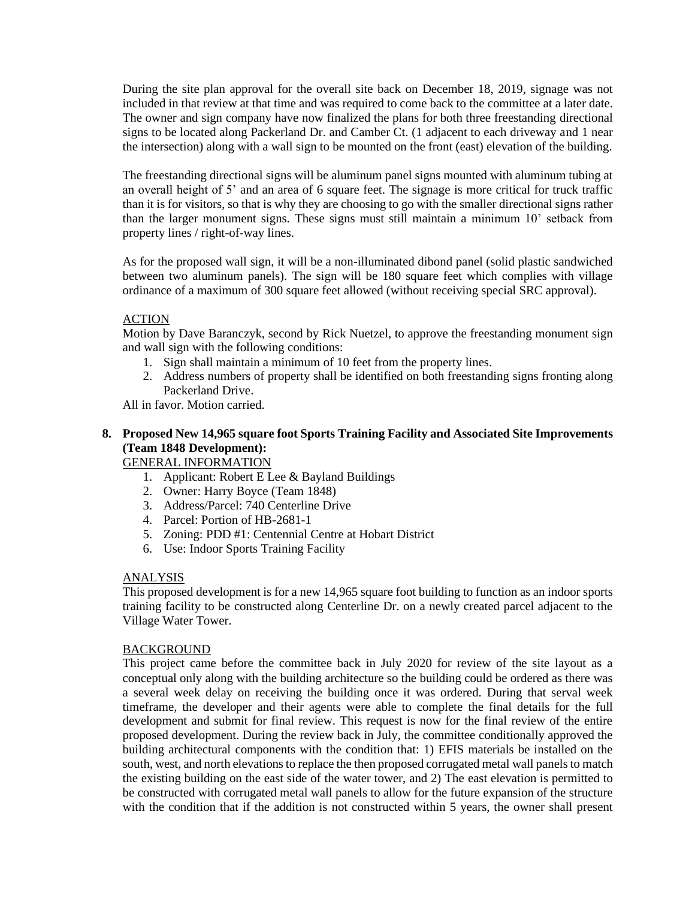During the site plan approval for the overall site back on December 18, 2019, signage was not included in that review at that time and was required to come back to the committee at a later date. The owner and sign company have now finalized the plans for both three freestanding directional signs to be located along Packerland Dr. and Camber Ct. (1 adjacent to each driveway and 1 near the intersection) along with a wall sign to be mounted on the front (east) elevation of the building.

The freestanding directional signs will be aluminum panel signs mounted with aluminum tubing at an overall height of 5' and an area of 6 square feet. The signage is more critical for truck traffic than it is for visitors, so that is why they are choosing to go with the smaller directional signs rather than the larger monument signs. These signs must still maintain a minimum 10' setback from property lines / right-of-way lines.

As for the proposed wall sign, it will be a non-illuminated dibond panel (solid plastic sandwiched between two aluminum panels). The sign will be 180 square feet which complies with village ordinance of a maximum of 300 square feet allowed (without receiving special SRC approval).

<u>ACTION</u>

Motion by Dave Baranczyk, second by Rick Nuetzel, to approve the freestanding monument sign and wall sign with the following conditions:

1. Sign shall maintain a minimum of 10 feet from the property lines.
2. Address numbers of property shall be identified on both freestanding signs fronting along Packerland Drive.

All in favor. Motion carried.

**8. Proposed New 14,965 square foot Sports Training Facility and Associated Site Improvements (Team 1848 Development):**

<u>GENERAL INFORMATION</u>

1. Applicant: Robert E Lee & Bayland Buildings
2. Owner: Harry Boyce (Team 1848)
3. Address/Parcel: 740 Centerline Drive
4. Parcel: Portion of HB-2681-1
5. Zoning: PDD #1: Centennial Centre at Hobart District
6. Use: Indoor Sports Training Facility

<u>ANALYSIS</u>

This proposed development is for a new 14,965 square foot building to function as an indoor sports training facility to be constructed along Centerline Dr. on a newly created parcel adjacent to the Village Water Tower.

<u>BACKGROUND</u>

This project came before the committee back in July 2020 for review of the site layout as a conceptual only along with the building architecture so the building could be ordered as there was a several week delay on receiving the building once it was ordered. During that serval week timeframe, the developer and their agents were able to complete the final details for the full development and submit for final review. This request is now for the final review of the entire proposed development. During the review back in July, the committee conditionally approved the building architectural components with the condition that: 1) EFIS materials be installed on the south, west, and north elevations to replace the then proposed corrugated metal wall panels to match the existing building on the east side of the water tower, and 2) The east elevation is permitted to be constructed with corrugated metal wall panels to allow for the future expansion of the structure with the condition that if the addition is not constructed within 5 years, the owner shall present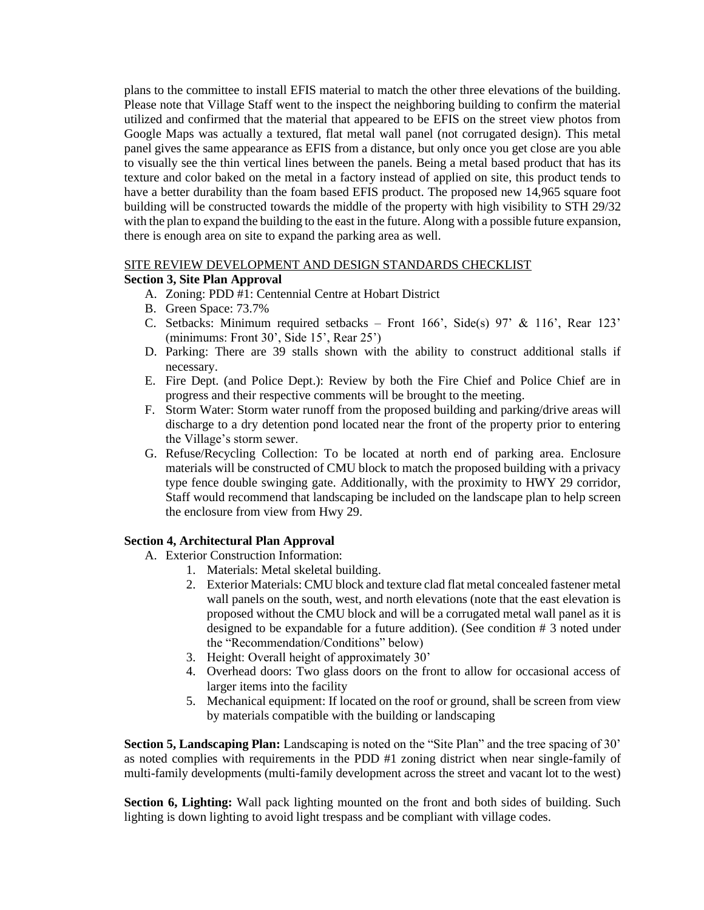plans to the committee to install EFIS material to match the other three elevations of the building. Please note that Village Staff went to the inspect the neighboring building to confirm the material utilized and confirmed that the material that appeared to be EFIS on the street view photos from Google Maps was actually a textured, flat metal wall panel (not corrugated design). This metal panel gives the same appearance as EFIS from a distance, but only once you get close are you able to visually see the thin vertical lines between the panels. Being a metal based product that has its texture and color baked on the metal in a factory instead of applied on site, this product tends to have a better durability than the foam based EFIS product. The proposed new 14,965 square foot building will be constructed towards the middle of the property with high visibility to STH 29/32 with the plan to expand the building to the east in the future. Along with a possible future expansion, there is enough area on site to expand the parking area as well.

SITE REVIEW DEVELOPMENT AND DESIGN STANDARDS CHECKLIST

**Section 3, Site Plan Approval**

A. Zoning: PDD #1: Centennial Centre at Hobart District
B. Green Space: 73.7%
C. Setbacks: Minimum required setbacks – Front 166', Side(s) 97' & 116', Rear 123' (minimums: Front 30', Side 15', Rear 25')
D. Parking: There are 39 stalls shown with the ability to construct additional stalls if necessary.
E. Fire Dept. (and Police Dept.): Review by both the Fire Chief and Police Chief are in progress and their respective comments will be brought to the meeting.
F. Storm Water: Storm water runoff from the proposed building and parking/drive areas will discharge to a dry detention pond located near the front of the property prior to entering the Village's storm sewer.
G. Refuse/Recycling Collection: To be located at north end of parking area. Enclosure materials will be constructed of CMU block to match the proposed building with a privacy type fence double swinging gate. Additionally, with the proximity to HWY 29 corridor, Staff would recommend that landscaping be included on the landscape plan to help screen the enclosure from view from Hwy 29.

**Section 4, Architectural Plan Approval**

A. Exterior Construction Information:
   1. Materials: Metal skeletal building.
   2. Exterior Materials: CMU block and texture clad flat metal concealed fastener metal wall panels on the south, west, and north elevations (note that the east elevation is proposed without the CMU block and will be a corrugated metal wall panel as it is designed to be expandable for a future addition). (See condition # 3 noted under the "Recommendation/Conditions" below)
   3. Height: Overall height of approximately 30'
   4. Overhead doors: Two glass doors on the front to allow for occasional access of larger items into the facility
   5. Mechanical equipment: If located on the roof or ground, shall be screen from view by materials compatible with the building or landscaping

**Section 5, Landscaping Plan:** Landscaping is noted on the "Site Plan" and the tree spacing of 30' as noted complies with requirements in the PDD #1 zoning district when near single-family of multi-family developments (multi-family development across the street and vacant lot to the west)

**Section 6, Lighting:** Wall pack lighting mounted on the front and both sides of building. Such lighting is down lighting to avoid light trespass and be compliant with village codes.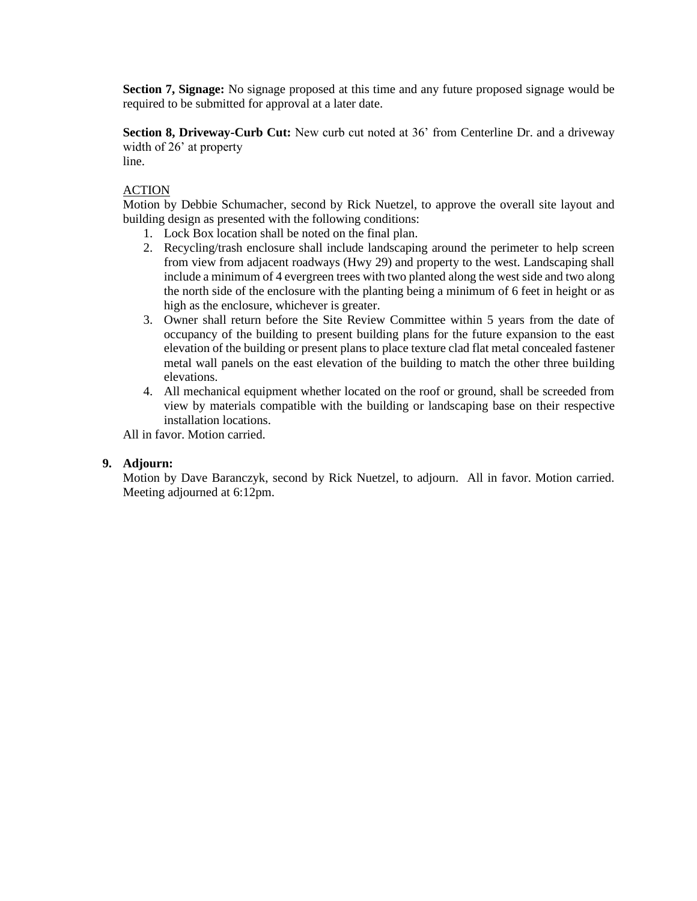**Section 7, Signage:** No signage proposed at this time and any future proposed signage would be required to be submitted for approval at a later date.

**Section 8, Driveway-Curb Cut:** New curb cut noted at 36' from Centerline Dr. and a driveway width of 26' at property line.

ACTION

Motion by Debbie Schumacher, second by Rick Nuetzel, to approve the overall site layout and building design as presented with the following conditions:

1. Lock Box location shall be noted on the final plan.
2. Recycling/trash enclosure shall include landscaping around the perimeter to help screen from view from adjacent roadways (Hwy 29) and property to the west. Landscaping shall include a minimum of 4 evergreen trees with two planted along the west side and two along the north side of the enclosure with the planting being a minimum of 6 feet in height or as high as the enclosure, whichever is greater.
3. Owner shall return before the Site Review Committee within 5 years from the date of occupancy of the building to present building plans for the future expansion to the east elevation of the building or present plans to place texture clad flat metal concealed fastener metal wall panels on the east elevation of the building to match the other three building elevations.
4. All mechanical equipment whether located on the roof or ground, shall be screeded from view by materials compatible with the building or landscaping base on their respective installation locations.

All in favor. Motion carried.

**9. Adjourn:**

Motion by Dave Baranczyk, second by Rick Nuetzel, to adjourn. All in favor. Motion carried. Meeting adjourned at 6:12pm.